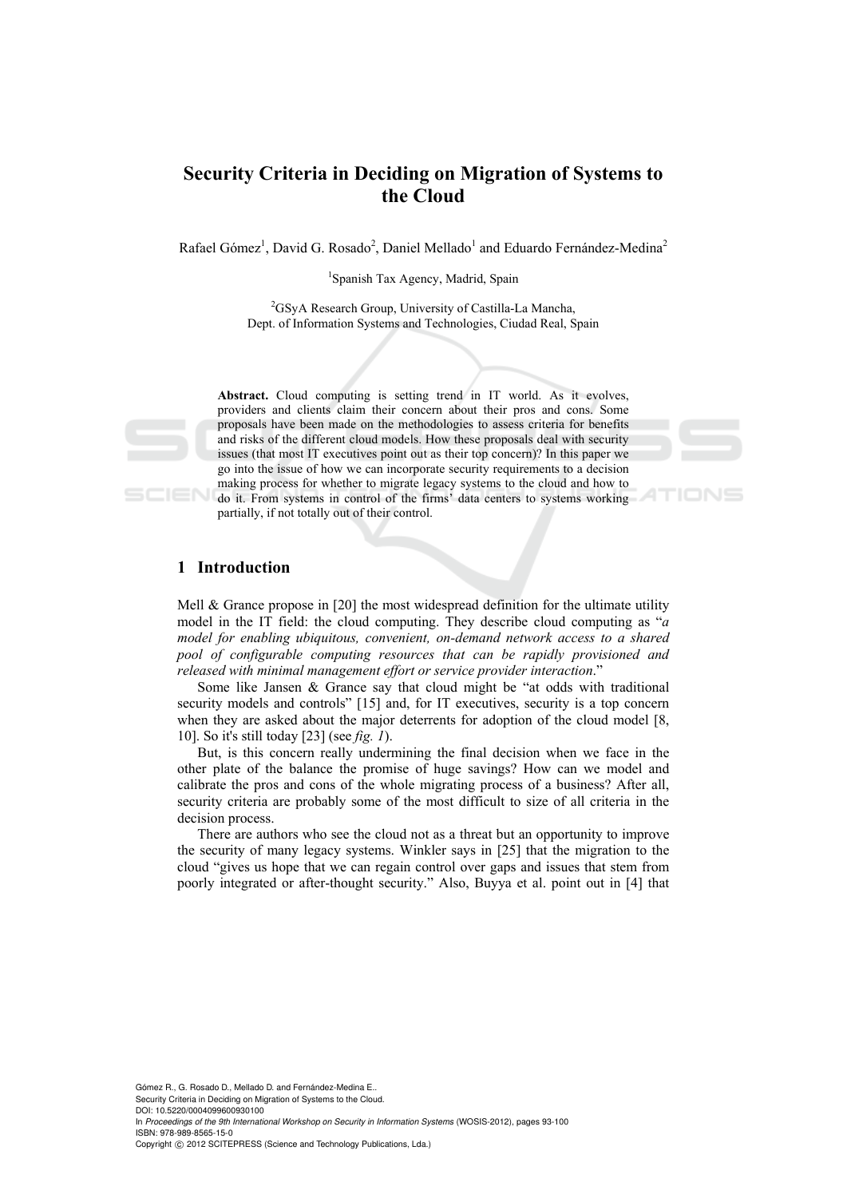# Security Criteria in Deciding on Migration of Systems to the Cloud

Rafael Gómez[1], David G. Rosado[2], Daniel Mellado[1] and Eduardo Fernández-Medina[2]

[1]Spanish Tax Agency, Madrid, Spain

[2]GSyA Research Group, University of Castilla-La Mancha, Dept. of Information Systems and Technologies, Ciudad Real, Spain

**Abstract.** Cloud computing is setting trend in IT world. As it evolves, providers and clients claim their concern about their pros and cons. Some proposals have been made on the methodologies to assess criteria for benefits and risks of the different cloud models. How these proposals deal with security issues (that most IT executives point out as their top concern)? In this paper we go into the issue of how we can incorporate security requirements to a decision making process for whether to migrate legacy systems to the cloud and how to do it. From systems in control of the firms' data centers to systems working partially, if not totally out of their control.

## 1 Introduction

Mell & Grance propose in [20] the most widespread definition for the ultimate utility model in the IT field: the cloud computing. They describe cloud computing as "*a model for enabling ubiquitous, convenient, on-demand network access to a shared pool of configurable computing resources that can be rapidly provisioned and released with minimal management effort or service provider interaction*."

Some like Jansen & Grance say that cloud might be "at odds with traditional security models and controls" [15] and, for IT executives, security is a top concern when they are asked about the major deterrents for adoption of the cloud model [8, 10]. So it's still today [23] (see *fig. 1*).

But, is this concern really undermining the final decision when we face in the other plate of the balance the promise of huge savings? How can we model and calibrate the pros and cons of the whole migrating process of a business? After all, security criteria are probably some of the most difficult to size of all criteria in the decision process.

There are authors who see the cloud not as a threat but an opportunity to improve the security of many legacy systems. Winkler says in [25] that the migration to the cloud "gives us hope that we can regain control over gaps and issues that stem from poorly integrated or after-thought security." Also, Buyya et al. point out in [4] that

Gómez R., G. Rosado D., Mellado D. and Fernández-Medina E..
Security Criteria in Deciding on Migration of Systems to the Cloud.
DOI: 10.5220/0004099600930100
In *Proceedings of the 9th International Workshop on Security in Information Systems* (WOSIS-2012), pages 93-100
ISBN: 978-989-8565-15-0
Copyright © 2012 SCITEPRESS (Science and Technology Publications, Lda.)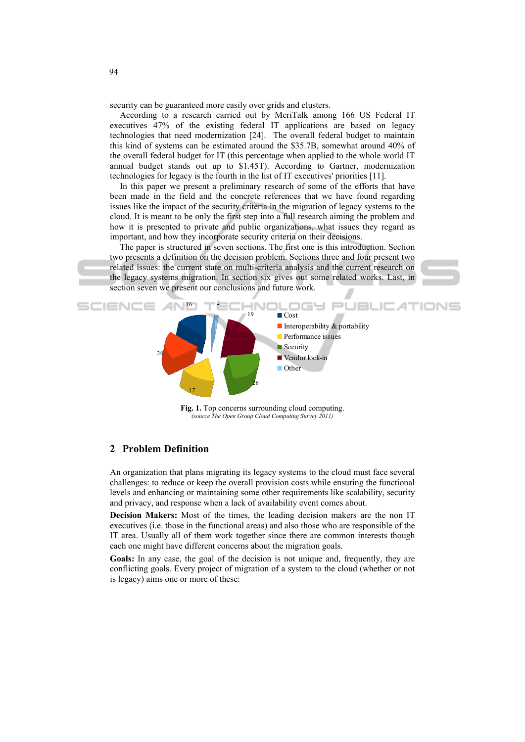security can be guaranteed more easily over grids and clusters.

According to a research carried out by MeriTalk among 166 US Federal IT executives 47% of the existing federal IT applications are based on legacy technologies that need modernization [24]. The overall federal budget to maintain this kind of systems can be estimated around the $35.7B, somewhat around 40% of the overall federal budget for IT (this percentage when applied to the whole world IT annual budget stands out up to $1.45T). According to Gartner, modernization technologies for legacy is the fourth in the list of IT executives' priorities [11].

In this paper we present a preliminary research of some of the efforts that have been made in the field and the concrete references that we have found regarding issues like the impact of the security criteria in the migration of legacy systems to the cloud. It is meant to be only the first step into a full research aiming the problem and how it is presented to private and public organizations, what issues they regard as important, and how they incorporate security criteria on their decisions.

The paper is structured in seven sections. The first one is this introduction. Section two presents a definition on the decision problem. Sections three and four present two related issues: the current state on multi-criteria analysis and the current research on the legacy systems migration. In section six gives out some related works. Last, in section seven we present our conclusions and future work.

**Fig. 1.** Top concerns surrounding cloud computing.
*(source The Open Group Cloud Computing Survey 2011)*

## 2 Problem Definition

An organization that plans migrating its legacy systems to the cloud must face several challenges: to reduce or keep the overall provision costs while ensuring the functional levels and enhancing or maintaining some other requirements like scalability, security and privacy, and response when a lack of availability event comes about.

**Decision Makers:** Most of the times, the leading decision makers are the non IT executives (i.e. those in the functional areas) and also those who are responsible of the IT area. Usually all of them work together since there are common interests though each one might have different concerns about the migration goals.

**Goals:** In any case, the goal of the decision is not unique and, frequently, they are conflicting goals. Every project of migration of a system to the cloud (whether or not is legacy) aims one or more of these: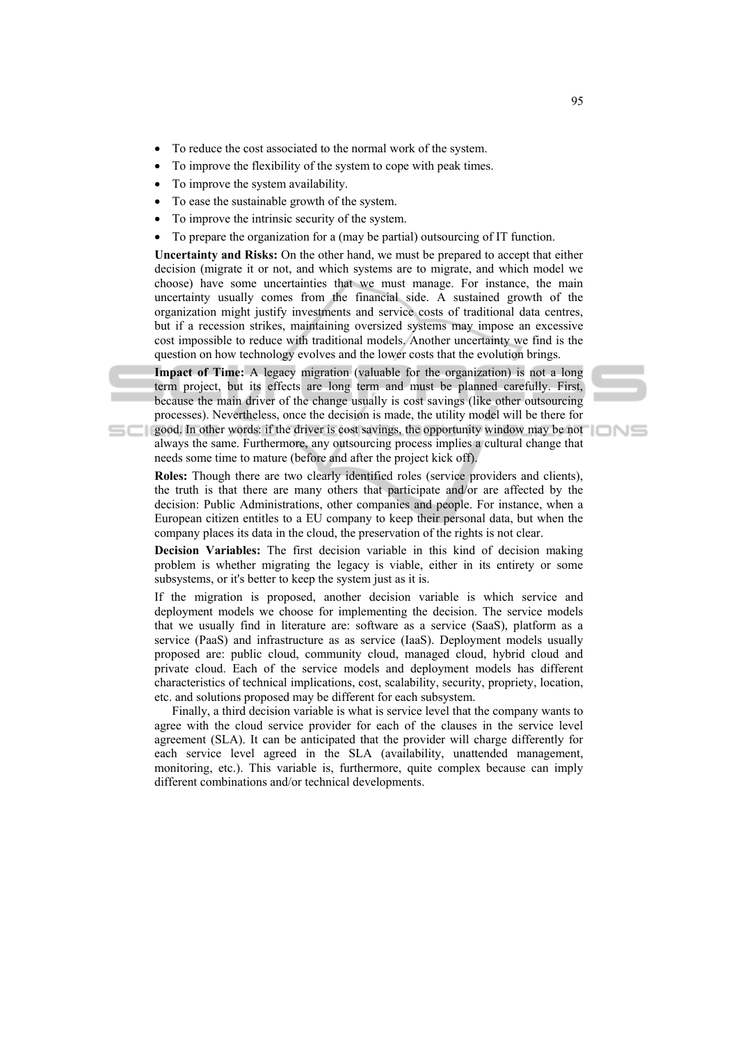- To reduce the cost associated to the normal work of the system.
- To improve the flexibility of the system to cope with peak times.
- To improve the system availability.
- To ease the sustainable growth of the system.
- To improve the intrinsic security of the system.
- To prepare the organization for a (may be partial) outsourcing of IT function.

**Uncertainty and Risks:** On the other hand, we must be prepared to accept that either decision (migrate it or not, and which systems are to migrate, and which model we choose) have some uncertainties that we must manage. For instance, the main uncertainty usually comes from the financial side. A sustained growth of the organization might justify investments and service costs of traditional data centres, but if a recession strikes, maintaining oversized systems may impose an excessive cost impossible to reduce with traditional models. Another uncertainty we find is the question on how technology evolves and the lower costs that the evolution brings.

**Impact of Time:** A legacy migration (valuable for the organization) is not a long term project, but its effects are long term and must be planned carefully. First, because the main driver of the change usually is cost savings (like other outsourcing processes). Nevertheless, once the decision is made, the utility model will be there for good. In other words: if the driver is cost savings, the opportunity window may be not always the same. Furthermore, any outsourcing process implies a cultural change that needs some time to mature (before and after the project kick off).

**Roles:** Though there are two clearly identified roles (service providers and clients), the truth is that there are many others that participate and/or are affected by the decision: Public Administrations, other companies and people. For instance, when a European citizen entitles to a EU company to keep their personal data, but when the company places its data in the cloud, the preservation of the rights is not clear.

**Decision Variables:** The first decision variable in this kind of decision making problem is whether migrating the legacy is viable, either in its entirety or some subsystems, or it's better to keep the system just as it is.

If the migration is proposed, another decision variable is which service and deployment models we choose for implementing the decision. The service models that we usually find in literature are: software as a service (SaaS), platform as a service (PaaS) and infrastructure as as service (IaaS). Deployment models usually proposed are: public cloud, community cloud, managed cloud, hybrid cloud and private cloud. Each of the service models and deployment models has different characteristics of technical implications, cost, scalability, security, propriety, location, etc. and solutions proposed may be different for each subsystem.

Finally, a third decision variable is what is service level that the company wants to agree with the cloud service provider for each of the clauses in the service level agreement (SLA). It can be anticipated that the provider will charge differently for each service level agreed in the SLA (availability, unattended management, monitoring, etc.). This variable is, furthermore, quite complex because can imply different combinations and/or technical developments.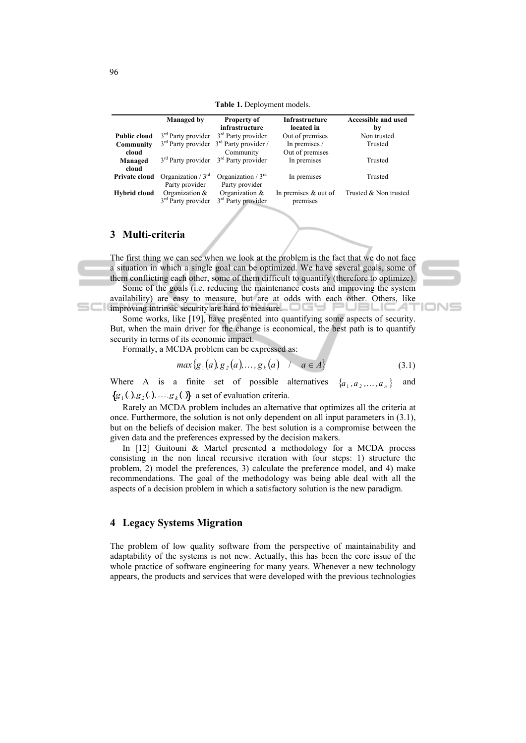**Table 1.** Deployment models.

| | Managed by | Property of infrastructure | Infrastructure located in | Accessible and used by |
|---|---|---|---|---|
| **Public cloud** | 3rd Party provider | 3rd Party provider | Out of premises | Non trusted |
| **Community cloud** | 3rd Party provider | 3rd Party provider / Community | In premises / Out of premises | Trusted |
| **Managed cloud** | 3rd Party provider | 3rd Party provider | In premises | Trusted |
| **Private cloud** | Organization / 3rd Party provider | Organization / 3rd Party provider | In premises | Trusted |
| **Hybrid cloud** | Organization & 3rd Party provider | Organization & 3rd Party provider | In premises & out of premises | Trusted & Non trusted |

## 3 Multi-criteria

The first thing we can see when we look at the problem is the fact that we do not face a situation in which a single goal can be optimized. We have several goals, some of them conflicting each other, some of them difficult to quantify (therefore to optimize).

Some of the goals (i.e. reducing the maintenance costs and improving the system availability) are easy to measure, but are at odds with each other. Others, like improving intrinsic security are hard to measure.

Some works, like [19], have presented into quantifying some aspects of security. But, when the main driver for the change is economical, the best path is to quantify security in terms of its economic impact.

Formally, a MCDA problem can be expressed as:

$$max\{g_1(a), g_2(a), \ldots, g_k(a) \quad / \quad a \in A\} \tag{3.1}$$

Where A is a finite set of possible alternatives $\{a_1, a_2, \ldots, a_n\}$ and $\{g_1(.), g_2(.), \ldots, g_k(.)\}$ a set of evaluation criteria.

Rarely an MCDA problem includes an alternative that optimizes all the criteria at once. Furthermore, the solution is not only dependent on all input parameters in (3.1), but on the beliefs of decision maker. The best solution is a compromise between the given data and the preferences expressed by the decision makers.

In [12] Guitouni & Martel presented a methodology for a MCDA process consisting in the non lineal recursive iteration with four steps: 1) structure the problem, 2) model the preferences, 3) calculate the preference model, and 4) make recommendations. The goal of the methodology was being able deal with all the aspects of a decision problem in which a satisfactory solution is the new paradigm.

## 4 Legacy Systems Migration

The problem of low quality software from the perspective of maintainability and adaptability of the systems is not new. Actually, this has been the core issue of the whole practice of software engineering for many years. Whenever a new technology appears, the products and services that were developed with the previous technologies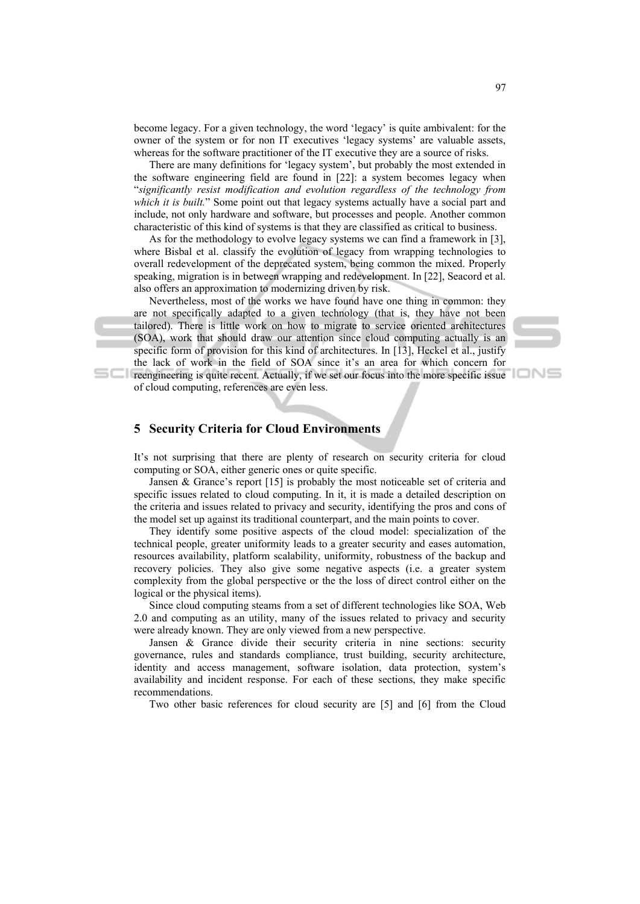become legacy. For a given technology, the word 'legacy' is quite ambivalent: for the owner of the system or for non IT executives 'legacy systems' are valuable assets, whereas for the software practitioner of the IT executive they are a source of risks.

There are many definitions for 'legacy system', but probably the most extended in the software engineering field are found in [22]: a system becomes legacy when "*significantly resist modification and evolution regardless of the technology from which it is built.*" Some point out that legacy systems actually have a social part and include, not only hardware and software, but processes and people. Another common characteristic of this kind of systems is that they are classified as critical to business.

As for the methodology to evolve legacy systems we can find a framework in [3], where Bisbal et al. classify the evolution of legacy from wrapping technologies to overall redevelopment of the deprecated system, being common the mixed. Properly speaking, migration is in between wrapping and redevelopment. In [22], Seacord et al. also offers an approximation to modernizing driven by risk.

Nevertheless, most of the works we have found have one thing in common: they are not specifically adapted to a given technology (that is, they have not been tailored). There is little work on how to migrate to service oriented architectures (SOA), work that should draw our attention since cloud computing actually is an specific form of provision for this kind of architectures. In [13], Heckel et al., justify the lack of work in the field of SOA since it's an area for which concern for reengineering is quite recent. Actually, if we set our focus into the more specific issue of cloud computing, references are even less.

## 5 Security Criteria for Cloud Environments

It's not surprising that there are plenty of research on security criteria for cloud computing or SOA, either generic ones or quite specific.

Jansen & Grance's report [15] is probably the most noticeable set of criteria and specific issues related to cloud computing. In it, it is made a detailed description on the criteria and issues related to privacy and security, identifying the pros and cons of the model set up against its traditional counterpart, and the main points to cover.

They identify some positive aspects of the cloud model: specialization of the technical people, greater uniformity leads to a greater security and eases automation, resources availability, platform scalability, uniformity, robustness of the backup and recovery policies. They also give some negative aspects (i.e. a greater system complexity from the global perspective or the the loss of direct control either on the logical or the physical items).

Since cloud computing steams from a set of different technologies like SOA, Web 2.0 and computing as an utility, many of the issues related to privacy and security were already known. They are only viewed from a new perspective.

Jansen & Grance divide their security criteria in nine sections: security governance, rules and standards compliance, trust building, security architecture, identity and access management, software isolation, data protection, system's availability and incident response. For each of these sections, they make specific recommendations.

Two other basic references for cloud security are [5] and [6] from the Cloud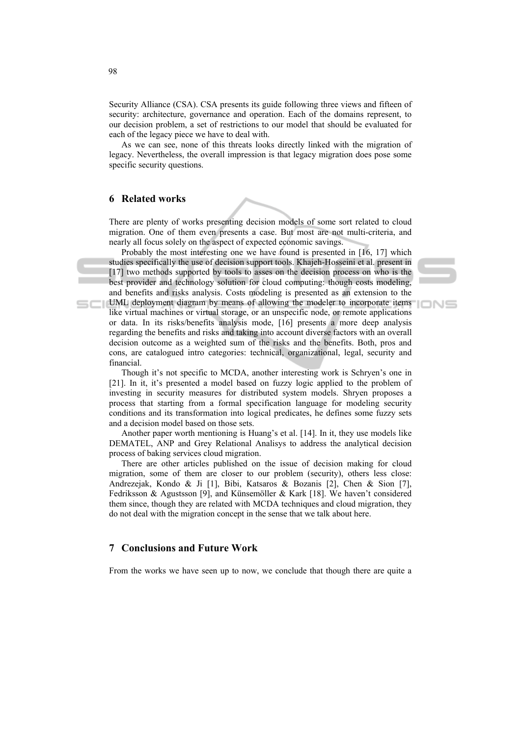Security Alliance (CSA). CSA presents its guide following three views and fifteen of security: architecture, governance and operation. Each of the domains represent, to our decision problem, a set of restrictions to our model that should be evaluated for each of the legacy piece we have to deal with.

As we can see, none of this threats looks directly linked with the migration of legacy. Nevertheless, the overall impression is that legacy migration does pose some specific security questions.

## 6 Related works

There are plenty of works presenting decision models of some sort related to cloud migration. One of them even presents a case. But most are not multi-criteria, and nearly all focus solely on the aspect of expected economic savings.

Probably the most interesting one we have found is presented in [16, 17] which studies specifically the use of decision support tools. Khajeh-Hosseini et al. present in [17] two methods supported by tools to asses on the decision process on who is the best provider and technology solution for cloud computing: though costs modeling, and benefits and risks analysis. Costs modeling is presented as an extension to the UML deployment diagram by means of allowing the modeler to incorporate items like virtual machines or virtual storage, or an unspecific node, or remote applications or data. In its risks/benefits analysis mode, [16] presents a more deep analysis regarding the benefits and risks and taking into account diverse factors with an overall decision outcome as a weighted sum of the risks and the benefits. Both, pros and cons, are catalogued intro categories: technical, organizational, legal, security and financial.

Though it's not specific to MCDA, another interesting work is Schryen's one in [21]. In it, it's presented a model based on fuzzy logic applied to the problem of investing in security measures for distributed system models. Shryen proposes a process that starting from a formal specification language for modeling security conditions and its transformation into logical predicates, he defines some fuzzy sets and a decision model based on those sets.

Another paper worth mentioning is Huang's et al. [14]. In it, they use models like DEMATEL, ANP and Grey Relational Analisys to address the analytical decision process of baking services cloud migration.

There are other articles published on the issue of decision making for cloud migration, some of them are closer to our problem (security), others less close: Andrezejak, Kondo & Ji [1], Bibi, Katsaros & Bozanis [2], Chen & Sion [7], Fedriksson & Agustsson [9], and Künsemöller & Kark [18]. We haven't considered them since, though they are related with MCDA techniques and cloud migration, they do not deal with the migration concept in the sense that we talk about here.

## 7 Conclusions and Future Work

From the works we have seen up to now, we conclude that though there are quite a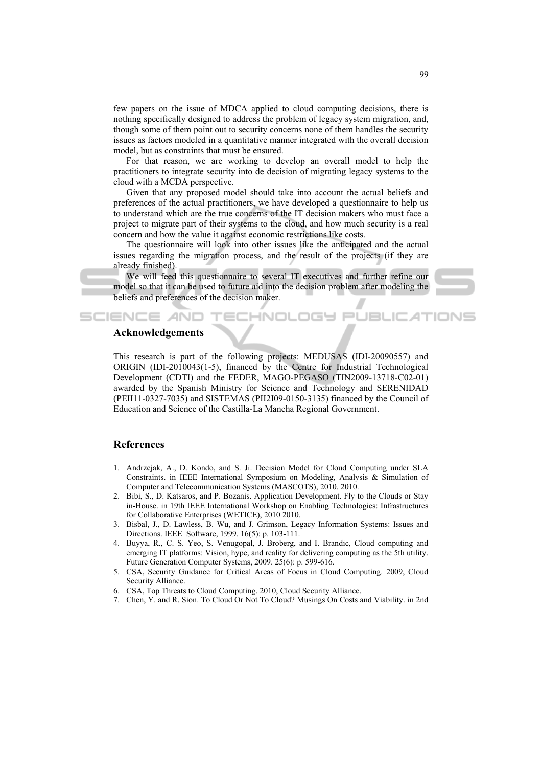few papers on the issue of MDCA applied to cloud computing decisions, there is nothing specifically designed to address the problem of legacy system migration, and, though some of them point out to security concerns none of them handles the security issues as factors modeled in a quantitative manner integrated with the overall decision model, but as constraints that must be ensured.

For that reason, we are working to develop an overall model to help the practitioners to integrate security into de decision of migrating legacy systems to the cloud with a MCDA perspective.

Given that any proposed model should take into account the actual beliefs and preferences of the actual practitioners, we have developed a questionnaire to help us to understand which are the true concerns of the IT decision makers who must face a project to migrate part of their systems to the cloud, and how much security is a real concern and how the value it against economic restrictions like costs.

The questionnaire will look into other issues like the anticipated and the actual issues regarding the migration process, and the result of the projects (if they are already finished).

We will feed this questionnaire to several IT executives and further refine our model so that it can be used to future aid into the decision problem after modeling the beliefs and preferences of the decision maker.

## Acknowledgements

This research is part of the following projects: MEDUSAS (IDI-20090557) and ORIGIN (IDI-2010043(1-5), financed by the Centre for Industrial Technological Development (CDTI) and the FEDER, MAGO-PEGASO (TIN2009-13718-C02-01) awarded by the Spanish Ministry for Science and Technology and SERENIDAD (PEII11-0327-7035) and SISTEMAS (PII2I09-0150-3135) financed by the Council of Education and Science of the Castilla-La Mancha Regional Government.

## References

1. Andrzejak, A., D. Kondo, and S. Ji. Decision Model for Cloud Computing under SLA Constraints. in IEEE International Symposium on Modeling, Analysis & Simulation of Computer and Telecommunication Systems (MASCOTS), 2010. 2010.
2. Bibi, S., D. Katsaros, and P. Bozanis. Application Development. Fly to the Clouds or Stay in-House. in 19th IEEE International Workshop on Enabling Technologies: Infrastructures for Collaborative Enterprises (WETICE), 2010 2010.
3. Bisbal, J., D. Lawless, B. Wu, and J. Grimson, Legacy Information Systems: Issues and Directions. IEEE Software, 1999. 16(5): p. 103-111.
4. Buyya, R., C. S. Yeo, S. Venugopal, J. Broberg, and I. Brandic, Cloud computing and emerging IT platforms: Vision, hype, and reality for delivering computing as the 5th utility. Future Generation Computer Systems, 2009. 25(6): p. 599-616.
5. CSA, Security Guidance for Critical Areas of Focus in Cloud Computing. 2009, Cloud Security Alliance.
6. CSA, Top Threats to Cloud Computing. 2010, Cloud Security Alliance.
7. Chen, Y. and R. Sion. To Cloud Or Not To Cloud? Musings On Costs and Viability. in 2nd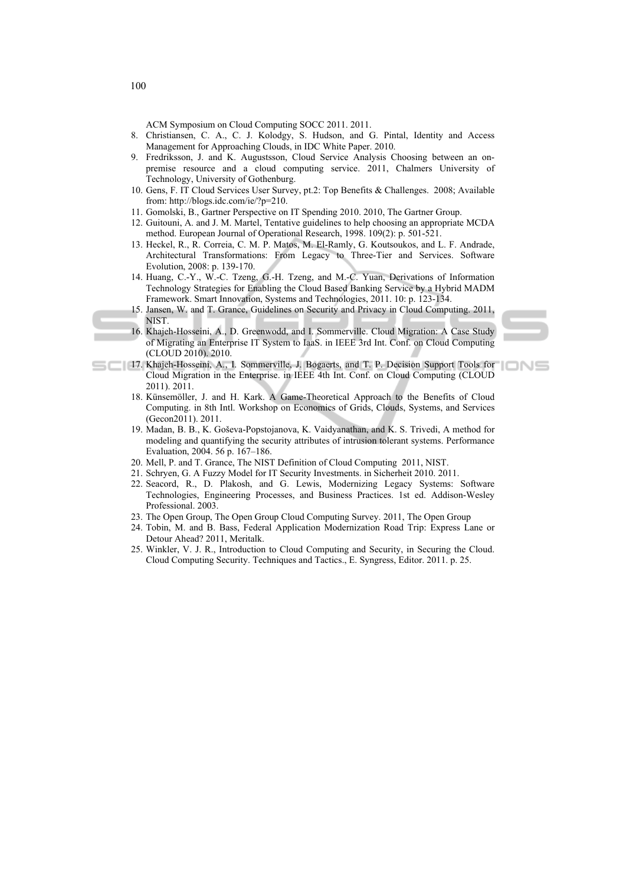ACM Symposium on Cloud Computing SOCC 2011. 2011.

8. Christiansen, C. A., C. J. Kolodgy, S. Hudson, and G. Pintal, Identity and Access Management for Approaching Clouds, in IDC White Paper. 2010.
9. Fredriksson, J. and K. Augustsson, Cloud Service Analysis Choosing between an on-premise resource and a cloud computing service. 2011, Chalmers University of Technology, University of Gothenburg.
10. Gens, F. IT Cloud Services User Survey, pt.2: Top Benefits & Challenges. 2008; Available from: http://blogs.idc.com/ie/?p=210.
11. Gomolski, B., Gartner Perspective on IT Spending 2010. 2010, The Gartner Group.
12. Guitouni, A. and J. M. Martel, Tentative guidelines to help choosing an appropriate MCDA method. European Journal of Operational Research, 1998. 109(2): p. 501-521.
13. Heckel, R., R. Correia, C. M. P. Matos, M. El-Ramly, G. Koutsoukos, and L. F. Andrade, Architectural Transformations: From Legacy to Three-Tier and Services. Software Evolution, 2008: p. 139-170.
14. Huang, C.-Y., W.-C. Tzeng, G.-H. Tzeng, and M.-C. Yuan, Derivations of Information Technology Strategies for Enabling the Cloud Based Banking Service by a Hybrid MADM Framework. Smart Innovation, Systems and Technologies, 2011. 10: p. 123-134.
15. Jansen, W. and T. Grance, Guidelines on Security and Privacy in Cloud Computing. 2011, NIST.
16. Khajeh-Hosseini, A., D. Greenwodd, and I. Sommerville. Cloud Migration: A Case Study of Migrating an Enterprise IT System to IaaS. in IEEE 3rd Int. Conf. on Cloud Computing (CLOUD 2010). 2010.
17. Khajeh-Hosseini, A., I. Sommerville, J. Bogaerts, and T. P. Decision Support Tools for Cloud Migration in the Enterprise. in IEEE 4th Int. Conf. on Cloud Computing (CLOUD 2011). 2011.
18. Künsemöller, J. and H. Kark. A Game-Theoretical Approach to the Benefits of Cloud Computing. in 8th Intl. Workshop on Economics of Grids, Clouds, Systems, and Services (Gecon2011). 2011.
19. Madan, B. B., K. Goševa-Popstojanova, K. Vaidyanathan, and K. S. Trivedi, A method for modeling and quantifying the security attributes of intrusion tolerant systems. Performance Evaluation, 2004. 56 p. 167–186.
20. Mell, P. and T. Grance, The NIST Definition of Cloud Computing 2011, NIST.
21. Schryen, G. A Fuzzy Model for IT Security Investments. in Sicherheit 2010. 2011.
22. Seacord, R., D. Plakosh, and G. Lewis, Modernizing Legacy Systems: Software Technologies, Engineering Processes, and Business Practices. 1st ed. Addison-Wesley Professional. 2003.
23. The Open Group, The Open Group Cloud Computing Survey. 2011, The Open Group
24. Tobin, M. and B. Bass, Federal Application Modernization Road Trip: Express Lane or Detour Ahead? 2011, Meritalk.
25. Winkler, V. J. R., Introduction to Cloud Computing and Security, in Securing the Cloud. Cloud Computing Security. Techniques and Tactics., E. Syngress, Editor. 2011. p. 25.